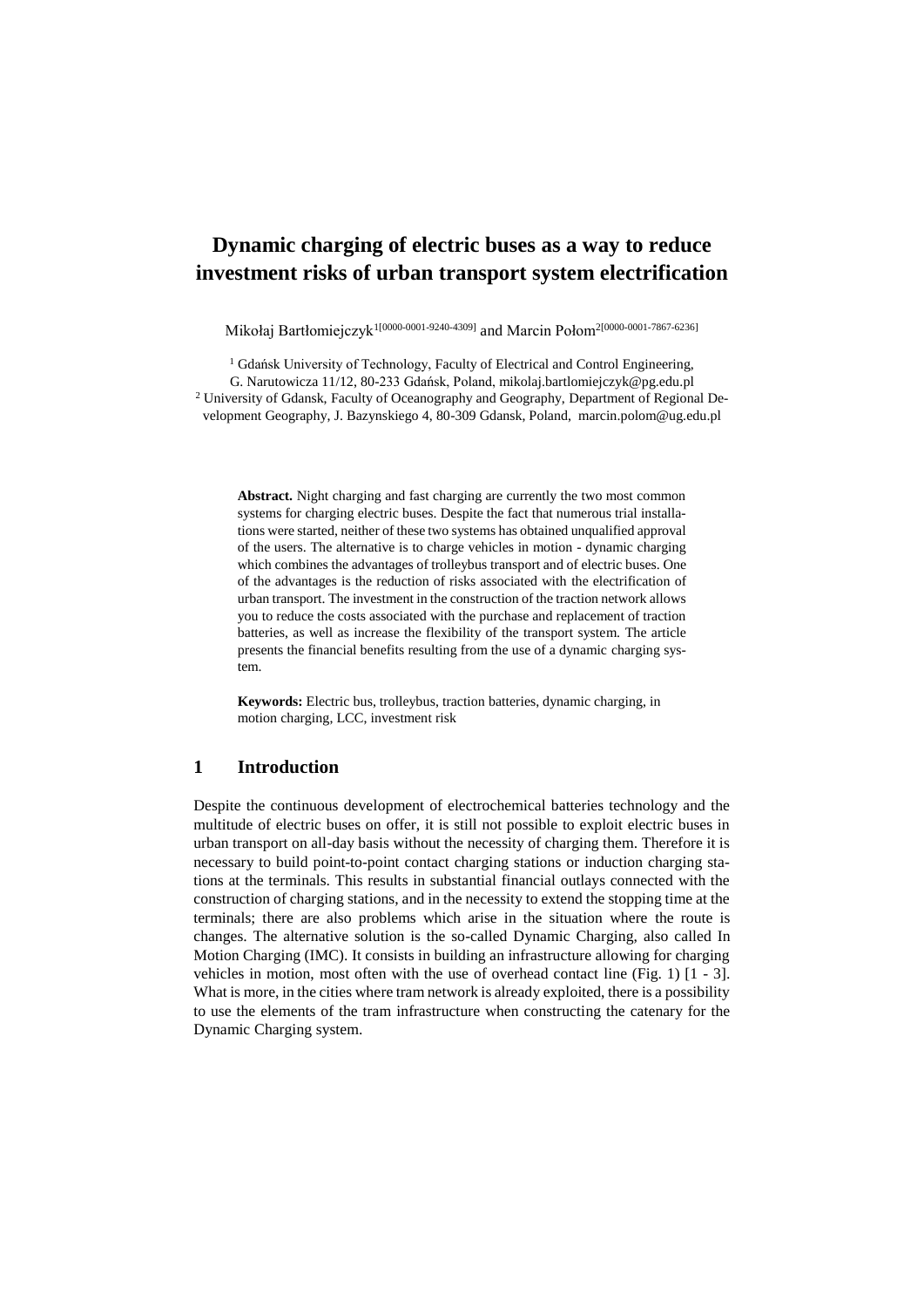# Dynamic charging of electric buses as a way to reduce investment risks of urban transport system electrification

Mikołaj Bartłomiejczyk[1[0000-0001-9240-4309]] and Marcin Połom[2[0000-0001-7867-6236]]

[1] Gdańsk University of Technology, Faculty of Electrical and Control Engineering, G. Narutowicza 11/12, 80-233 Gdańsk, Poland, mikolaj.bartlomiejczyk@pg.edu.pl

[2] University of Gdansk, Faculty of Oceanography and Geography, Department of Regional Development Geography, J. Bazynskiego 4, 80-309 Gdansk, Poland, marcin.polom@ug.edu.pl

**Abstract.** Night charging and fast charging are currently the two most common systems for charging electric buses. Despite the fact that numerous trial installations were started, neither of these two systems has obtained unqualified approval of the users. The alternative is to charge vehicles in motion - dynamic charging which combines the advantages of trolleybus transport and of electric buses. One of the advantages is the reduction of risks associated with the electrification of urban transport. The investment in the construction of the traction network allows you to reduce the costs associated with the purchase and replacement of traction batteries, as well as increase the flexibility of the transport system. The article presents the financial benefits resulting from the use of a dynamic charging system.

**Keywords:** Electric bus, trolleybus, traction batteries, dynamic charging, in motion charging, LCC, investment risk

## 1 Introduction

Despite the continuous development of electrochemical batteries technology and the multitude of electric buses on offer, it is still not possible to exploit electric buses in urban transport on all-day basis without the necessity of charging them. Therefore it is necessary to build point-to-point contact charging stations or induction charging stations at the terminals. This results in substantial financial outlays connected with the construction of charging stations, and in the necessity to extend the stopping time at the terminals; there are also problems which arise in the situation where the route is changes. The alternative solution is the so-called Dynamic Charging, also called In Motion Charging (IMC). It consists in building an infrastructure allowing for charging vehicles in motion, most often with the use of overhead contact line (Fig. 1) [1 - 3]. What is more, in the cities where tram network is already exploited, there is a possibility to use the elements of the tram infrastructure when constructing the catenary for the Dynamic Charging system.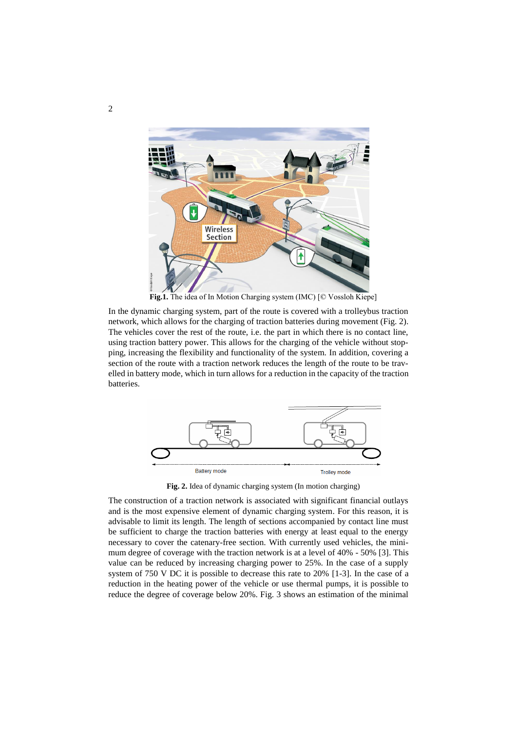**Fig.1.** The idea of In Motion Charging system (IMC) [© Vossloh Kiepe]

In the dynamic charging system, part of the route is covered with a trolleybus traction network, which allows for the charging of traction batteries during movement (Fig. 2). The vehicles cover the rest of the route, i.e. the part in which there is no contact line, using traction battery power. This allows for the charging of the vehicle without stopping, increasing the flexibility and functionality of the system. In addition, covering a section of the route with a traction network reduces the length of the route to be travelled in battery mode, which in turn allows for a reduction in the capacity of the traction batteries.

**Fig. 2.** Idea of dynamic charging system (In motion charging)

The construction of a traction network is associated with significant financial outlays and is the most expensive element of dynamic charging system. For this reason, it is advisable to limit its length. The length of sections accompanied by contact line must be sufficient to charge the traction batteries with energy at least equal to the energy necessary to cover the catenary-free section. With currently used vehicles, the minimum degree of coverage with the traction network is at a level of 40% - 50% [3]. This value can be reduced by increasing charging power to 25%. In the case of a supply system of 750 V DC it is possible to decrease this rate to 20% [1-3]. In the case of a reduction in the heating power of the vehicle or use thermal pumps, it is possible to reduce the degree of coverage below 20%. Fig. 3 shows an estimation of the minimal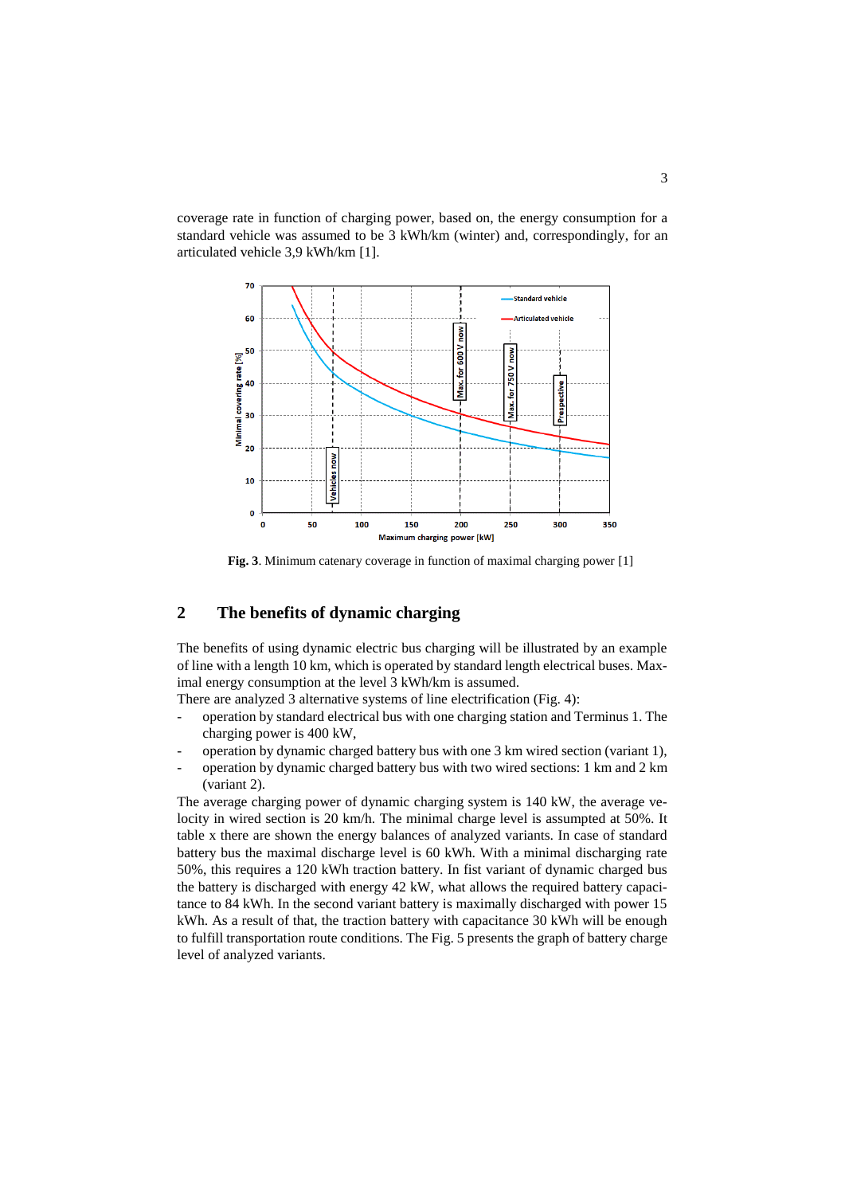coverage rate in function of charging power, based on, the energy consumption for a standard vehicle was assumed to be 3 kWh/km (winter) and, correspondingly, for an articulated vehicle 3,9 kWh/km [1].

**Fig. 3**. Minimum catenary coverage in function of maximal charging power [1]

## 2 The benefits of dynamic charging

The benefits of using dynamic electric bus charging will be illustrated by an example of line with a length 10 km, which is operated by standard length electrical buses. Maximal energy consumption at the level 3 kWh/km is assumed.

There are analyzed 3 alternative systems of line electrification (Fig. 4):

- operation by standard electrical bus with one charging station and Terminus 1. The charging power is 400 kW,
- operation by dynamic charged battery bus with one 3 km wired section (variant 1),
- operation by dynamic charged battery bus with two wired sections: 1 km and 2 km (variant 2).

The average charging power of dynamic charging system is 140 kW, the average velocity in wired section is 20 km/h. The minimal charge level is assumed at 50%. It table x there are shown the energy balances of analyzed variants. In case of standard battery bus the maximal discharge level is 60 kWh. With a minimal discharging rate 50%, this requires a 120 kWh traction battery. In fist variant of dynamic charged bus the battery is discharged with energy 42 kW, what allows the required battery capacitance to 84 kWh. In the second variant battery is maximally discharged with power 15 kWh. As a result of that, the traction battery with capacitance 30 kWh will be enough to fulfill transportation route conditions. The Fig. 5 presents the graph of battery charge level of analyzed variants.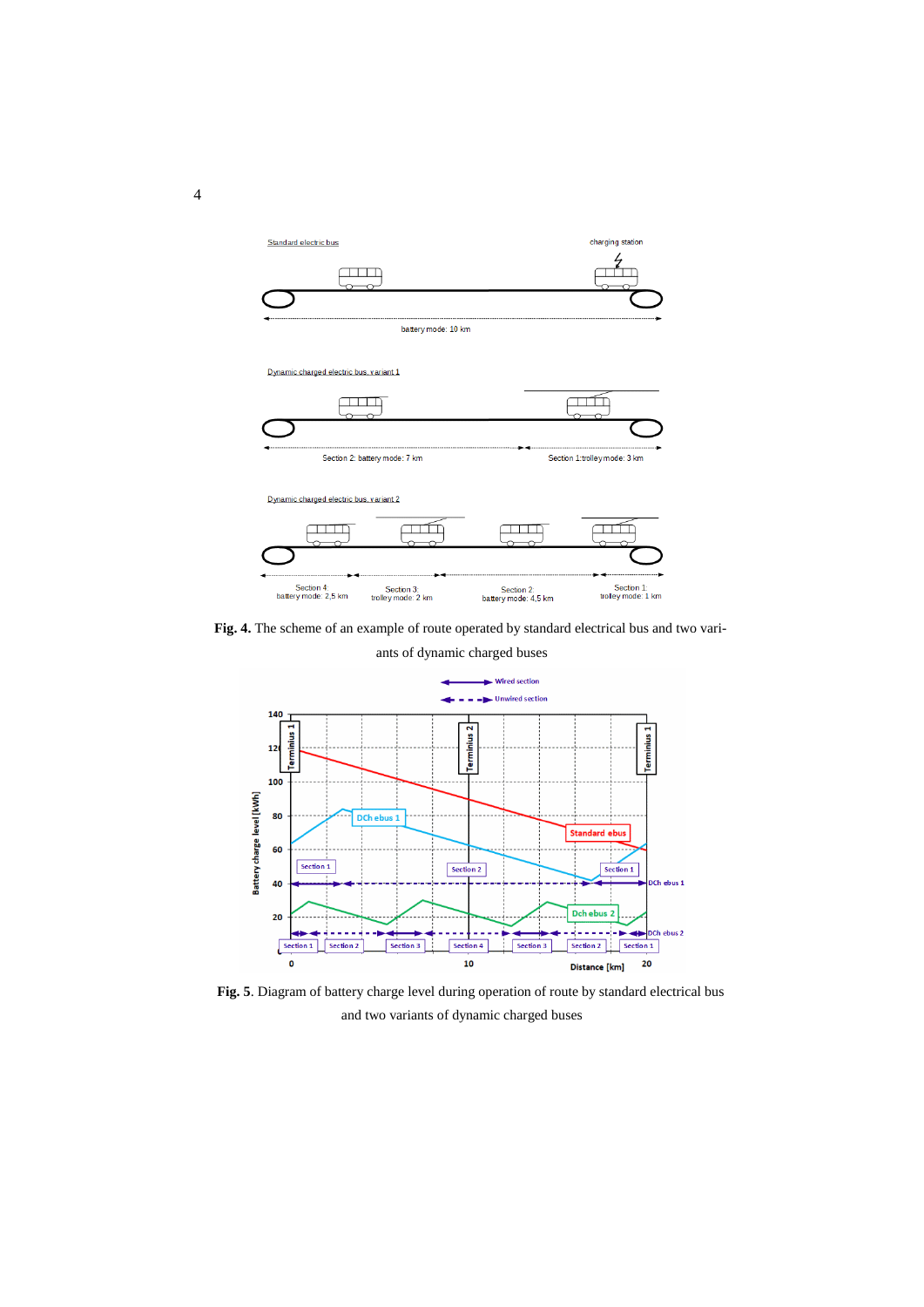**Fig. 4.** The scheme of an example of route operated by standard electrical bus and two variants of dynamic charged buses

**Fig. 5**. Diagram of battery charge level during operation of route by standard electrical bus and two variants of dynamic charged buses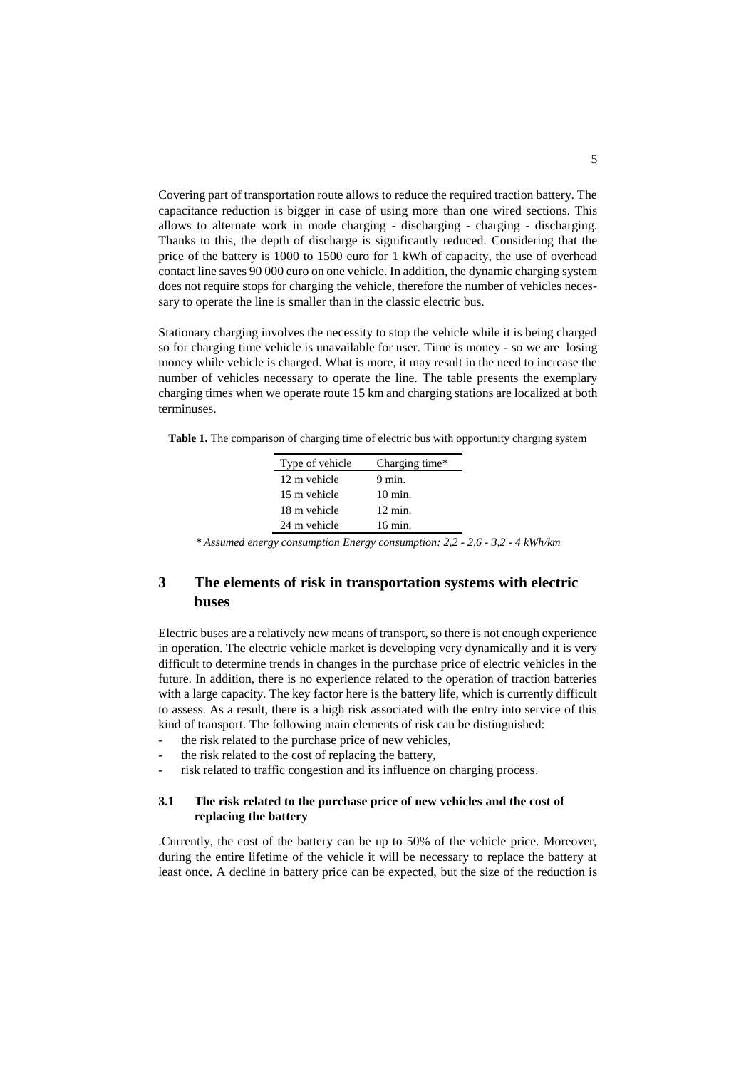Covering part of transportation route allows to reduce the required traction battery. The capacitance reduction is bigger in case of using more than one wired sections. This allows to alternate work in mode charging - discharging - charging - discharging. Thanks to this, the depth of discharge is significantly reduced. Considering that the price of the battery is 1000 to 1500 euro for 1 kWh of capacity, the use of overhead contact line saves 90 000 euro on one vehicle. In addition, the dynamic charging system does not require stops for charging the vehicle, therefore the number of vehicles necessary to operate the line is smaller than in the classic electric bus.

Stationary charging involves the necessity to stop the vehicle while it is being charged so for charging time vehicle is unavailable for user. Time is money - so we are losing money while vehicle is charged. What is more, it may result in the need to increase the number of vehicles necessary to operate the line. The table presents the exemplary charging times when we operate route 15 km and charging stations are localized at both terminuses.

**Table 1.** The comparison of charging time of electric bus with opportunity charging system

| Type of vehicle | Charging time* |
|---|---|
| 12 m vehicle | 9 min. |
| 15 m vehicle | 10 min. |
| 18 m vehicle | 12 min. |
| 24 m vehicle | 16 min. |

*\* Assumed energy consumption Energy consumption: 2,2 - 2,6 - 3,2 - 4 kWh/km*

## 3 The elements of risk in transportation systems with electric buses

Electric buses are a relatively new means of transport, so there is not enough experience in operation. The electric vehicle market is developing very dynamically and it is very difficult to determine trends in changes in the purchase price of electric vehicles in the future. In addition, there is no experience related to the operation of traction batteries with a large capacity. The key factor here is the battery life, which is currently difficult to assess. As a result, there is a high risk associated with the entry into service of this kind of transport. The following main elements of risk can be distinguished:

- the risk related to the purchase price of new vehicles,
- the risk related to the cost of replacing the battery,
- risk related to traffic congestion and its influence on charging process.

### 3.1 The risk related to the purchase price of new vehicles and the cost of replacing the battery

.Currently, the cost of the battery can be up to 50% of the vehicle price. Moreover, during the entire lifetime of the vehicle it will be necessary to replace the battery at least once. A decline in battery price can be expected, but the size of the reduction is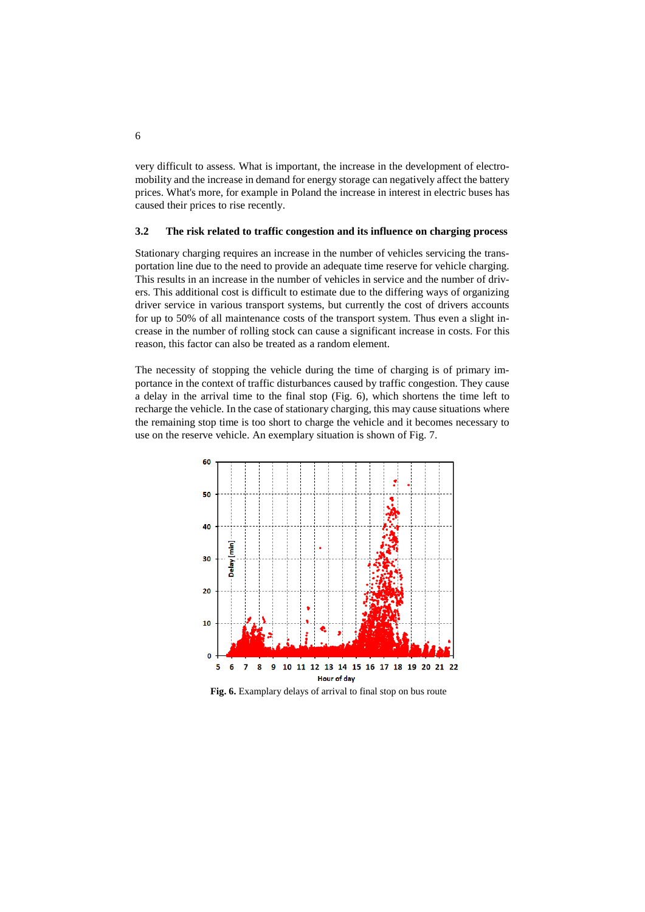very difficult to assess. What is important, the increase in the development of electromobility and the increase in demand for energy storage can negatively affect the battery prices. What's more, for example in Poland the increase in interest in electric buses has caused their prices to rise recently.

### 3.2 The risk related to traffic congestion and its influence on charging process

Stationary charging requires an increase in the number of vehicles servicing the transportation line due to the need to provide an adequate time reserve for vehicle charging. This results in an increase in the number of vehicles in service and the number of drivers. This additional cost is difficult to estimate due to the differing ways of organizing driver service in various transport systems, but currently the cost of drivers accounts for up to 50% of all maintenance costs of the transport system. Thus even a slight increase in the number of rolling stock can cause a significant increase in costs. For this reason, this factor can also be treated as a random element.

The necessity of stopping the vehicle during the time of charging is of primary importance in the context of traffic disturbances caused by traffic congestion. They cause a delay in the arrival time to the final stop (Fig. 6), which shortens the time left to recharge the vehicle. In the case of stationary charging, this may cause situations where the remaining stop time is too short to charge the vehicle and it becomes necessary to use on the reserve vehicle. An exemplary situation is shown of Fig. 7.

**Fig. 6.** Examplary delays of arrival to final stop on bus route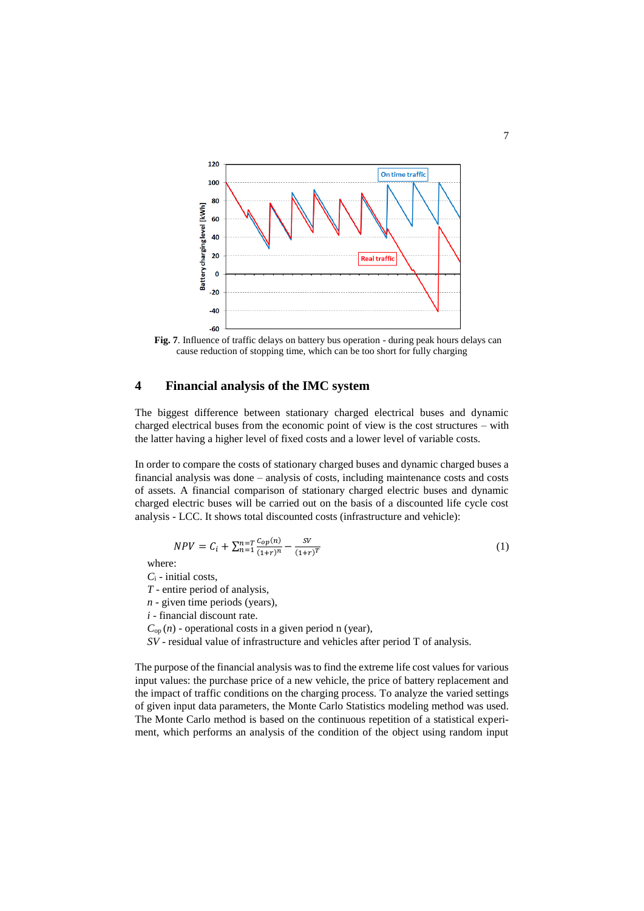**Fig. 7**. Influence of traffic delays on battery bus operation - during peak hours delays can cause reduction of stopping time, which can be too short for fully charging

## 4 Financial analysis of the IMC system

The biggest difference between stationary charged electrical buses and dynamic charged electrical buses from the economic point of view is the cost structures – with the latter having a higher level of fixed costs and a lower level of variable costs.

In order to compare the costs of stationary charged buses and dynamic charged buses a financial analysis was done – analysis of costs, including maintenance costs and costs of assets. A financial comparison of stationary charged electric buses and dynamic charged electric buses will be carried out on the basis of a discounted life cycle cost analysis - LCC. It shows total discounted costs (infrastructure and vehicle):

$$NPV = C_i + \sum_{n=1}^{n=T} \frac{C_{op}(n)}{(1+r)^n} - \frac{SV}{(1+r)^T} \tag{1}$$

where:

$C_i$ - initial costs,

$T$ - entire period of analysis,

$n$ - given time periods (years),

$i$ - financial discount rate.

$C_{op}(n)$ - operational costs in a given period n (year),

$SV$ - residual value of infrastructure and vehicles after period T of analysis.

The purpose of the financial analysis was to find the extreme life cost values for various input values: the purchase price of a new vehicle, the price of battery replacement and the impact of traffic conditions on the charging process. To analyze the varied settings of given input data parameters, the Monte Carlo Statistics modeling method was used. The Monte Carlo method is based on the continuous repetition of a statistical experiment, which performs an analysis of the condition of the object using random input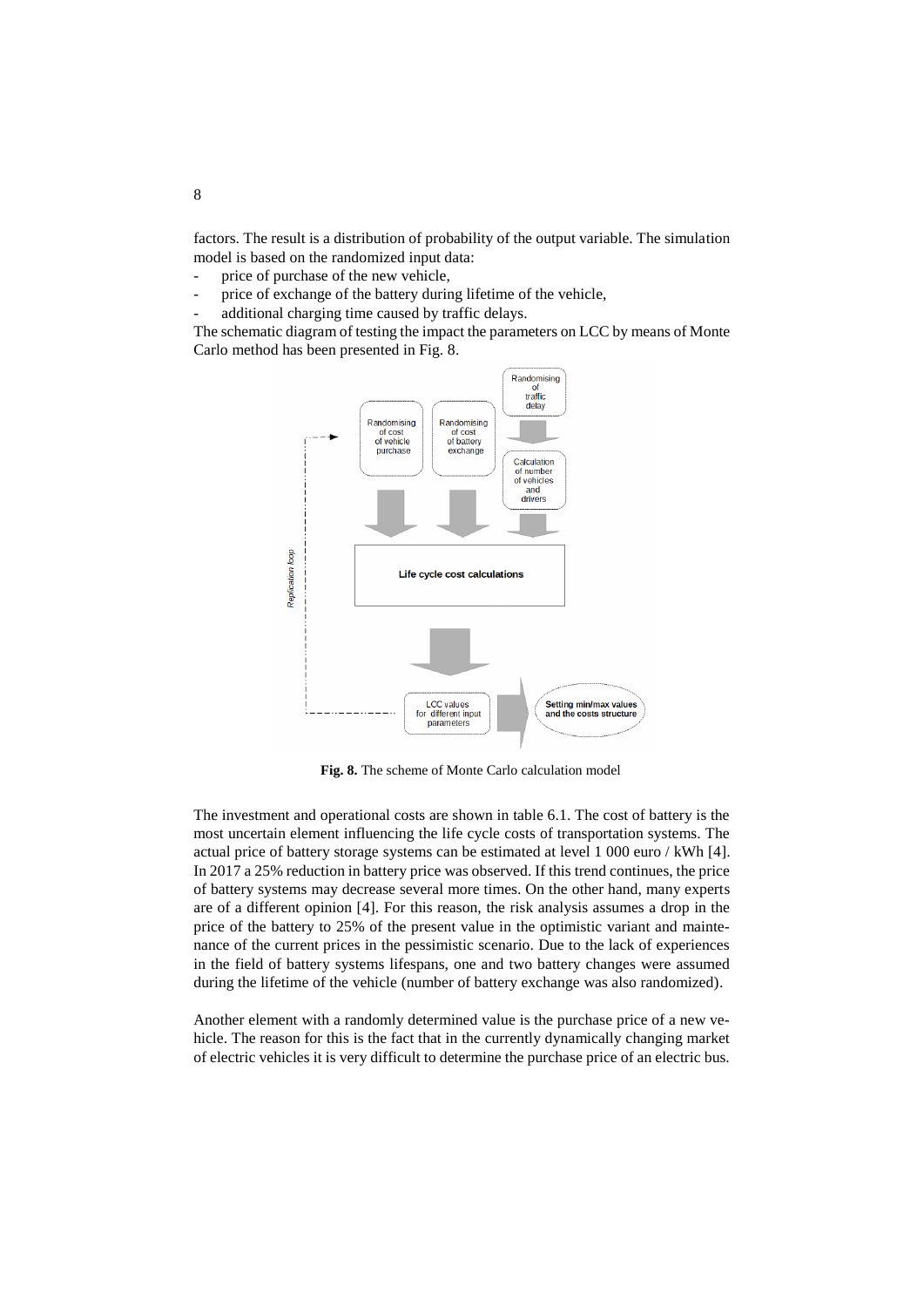factors. The result is a distribution of probability of the output variable. The simulation model is based on the randomized input data:

- price of purchase of the new vehicle,
- price of exchange of the battery during lifetime of the vehicle,
- additional charging time caused by traffic delays.

The schematic diagram of testing the impact the parameters on LCC by means of Monte Carlo method has been presented in Fig. 8.

**Fig. 8.** The scheme of Monte Carlo calculation model

The investment and operational costs are shown in table 6.1. The cost of battery is the most uncertain element influencing the life cycle costs of transportation systems. The actual price of battery storage systems can be estimated at level 1 000 euro / kWh [4]. In 2017 a 25% reduction in battery price was observed. If this trend continues, the price of battery systems may decrease several more times. On the other hand, many experts are of a different opinion [4]. For this reason, the risk analysis assumes a drop in the price of the battery to 25% of the present value in the optimistic variant and maintenance of the current prices in the pessimistic scenario. Due to the lack of experiences in the field of battery systems lifespans, one and two battery changes were assumed during the lifetime of the vehicle (number of battery exchange was also randomized).

Another element with a randomly determined value is the purchase price of a new vehicle. The reason for this is the fact that in the currently dynamically changing market of electric vehicles it is very difficult to determine the purchase price of an electric bus.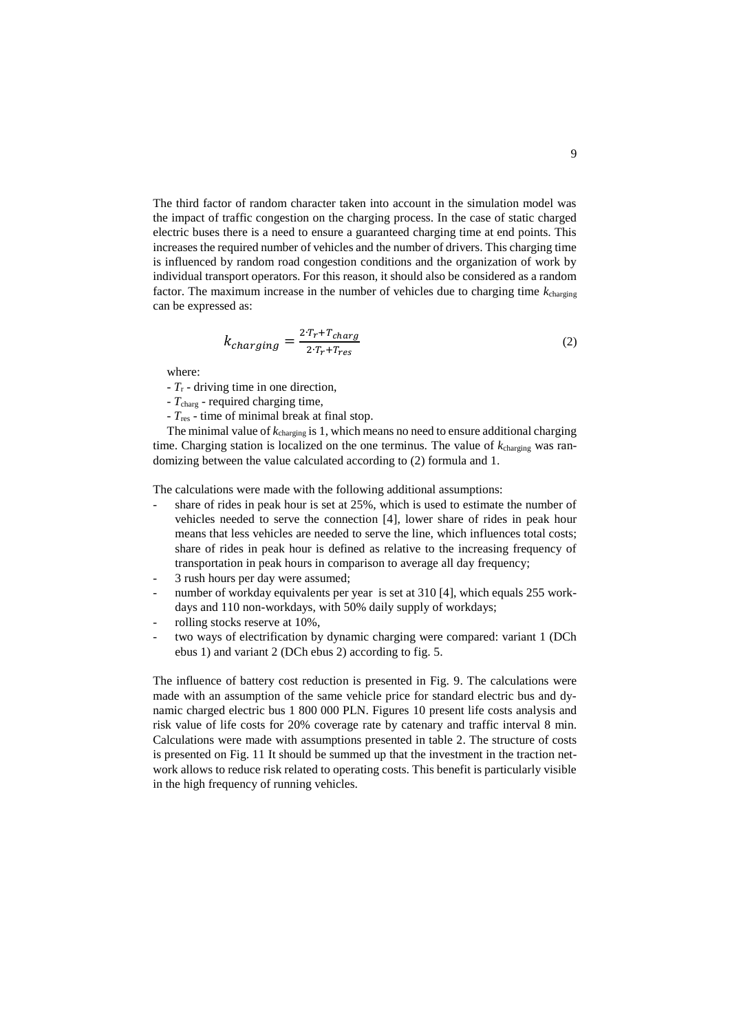The third factor of random character taken into account in the simulation model was the impact of traffic congestion on the charging process. In the case of static charged electric buses there is a need to ensure a guaranteed charging time at end points. This increases the required number of vehicles and the number of drivers. This charging time is influenced by random road congestion conditions and the organization of work by individual transport operators. For this reason, it should also be considered as a random factor. The maximum increase in the number of vehicles due to charging time $k_{charging}$ can be expressed as:

$$k_{charging} = \frac{2 \cdot T_r + T_{charg}}{2 \cdot T_r + T_{res}} \tag{2}$$

where:

- $T_r$ - driving time in one direction,
- $T_{charg}$ - required charging time,
- $T_{res}$ - time of minimal break at final stop.

The minimal value of $k_{charging}$ is 1, which means no need to ensure additional charging time. Charging station is localized on the one terminus. The value of $k_{charging}$ was randomizing between the value calculated according to (2) formula and 1.

The calculations were made with the following additional assumptions:

- share of rides in peak hour is set at 25%, which is used to estimate the number of vehicles needed to serve the connection [4], lower share of rides in peak hour means that less vehicles are needed to serve the line, which influences total costs; share of rides in peak hour is defined as relative to the increasing frequency of transportation in peak hours in comparison to average all day frequency;
- 3 rush hours per day were assumed;
- number of workday equivalents per year is set at 310 [4], which equals 255 workdays and 110 non-workdays, with 50% daily supply of workdays;
- rolling stocks reserve at 10%,
- two ways of electrification by dynamic charging were compared: variant 1 (DCh ebus 1) and variant 2 (DCh ebus 2) according to fig. 5.

The influence of battery cost reduction is presented in Fig. 9. The calculations were made with an assumption of the same vehicle price for standard electric bus and dynamic charged electric bus 1 800 000 PLN. Figures 10 present life costs analysis and risk value of life costs for 20% coverage rate by catenary and traffic interval 8 min. Calculations were made with assumptions presented in table 2. The structure of costs is presented on Fig. 11 It should be summed up that the investment in the traction network allows to reduce risk related to operating costs. This benefit is particularly visible in the high frequency of running vehicles.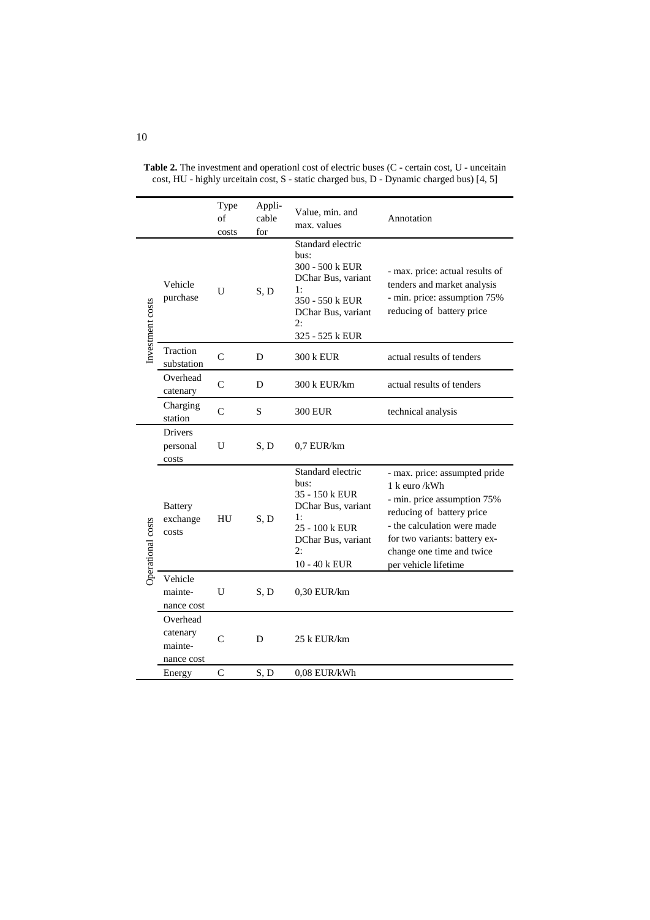**Table 2.** The investment and operationl cost of electric buses (C - certain cost, U - unceitain cost, HU - highly urceitain cost, S - static charged bus, D - Dynamic charged bus) [4, 5]

| | | Type of costs | Appli-cable for | Value, min. and max. values | Annotation |
|---|---|---|---|---|---|
| Investment costs | Vehicle purchase | U | S, D | Standard electric bus: 300 - 500 k EUR DChar Bus, variant 1: 350 - 550 k EUR DChar Bus, variant 2: 325 - 525 k EUR | - max. price: actual results of tenders and market analysis - min. price: assumption 75% reducing of battery price |
| | Traction substation | C | D | 300 k EUR | actual results of tenders |
| | Overhead catenary | C | D | 300 k EUR/km | actual results of tenders |
| | Charging station | C | S | 300 EUR | technical analysis |
| Operational costs | Drivers personal costs | U | S, D | 0,7 EUR/km | |
| | Battery exchange costs | HU | S, D | Standard electric bus: 35 - 150 k EUR DChar Bus, variant 1: 25 - 100 k EUR DChar Bus, variant 2: 10 - 40 k EUR | - max. price: assumpted pride 1 k euro /kWh - min. price assumption 75% reducing of battery price - the calculation were made for two variants: battery exchange one time and twice per vehicle lifetime |
| | Vehicle mainte-nance cost | U | S, D | 0,30 EUR/km | |
| | Overhead catenary mainte-nance cost | C | D | 25 k EUR/km | |
| | Energy | C | S, D | 0,08 EUR/kWh | |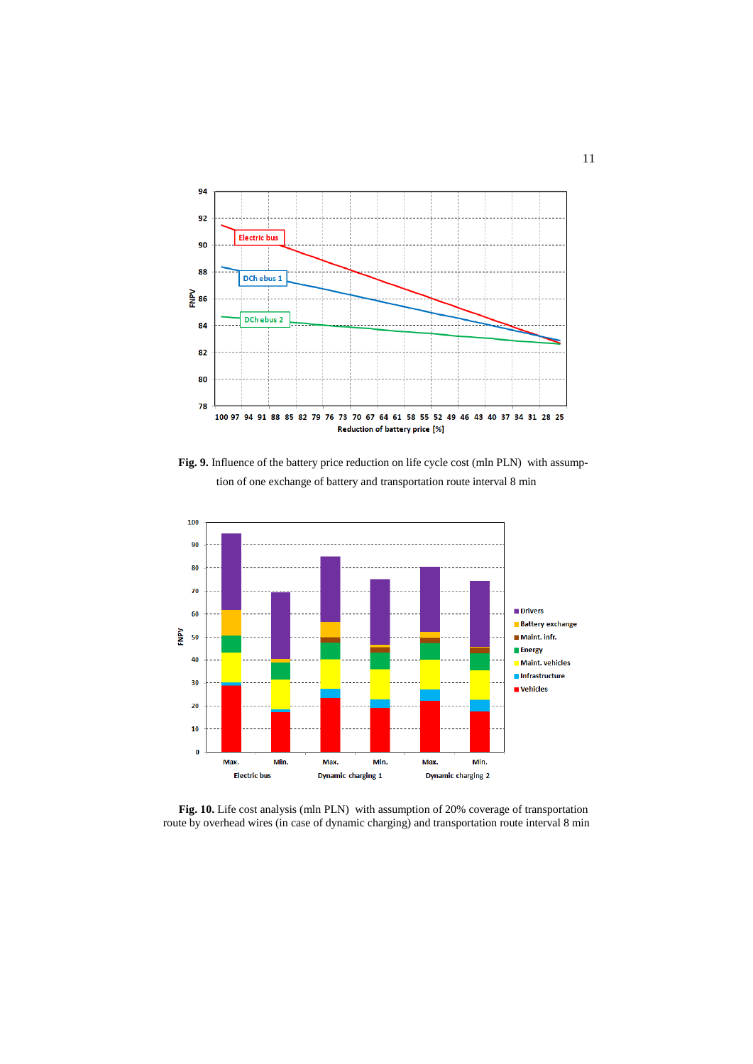**Fig. 9.** Influence of the battery price reduction on life cycle cost (mln PLN) with assumption of one exchange of battery and transportation route interval 8 min

**Fig. 10.** Life cost analysis (mln PLN) with assumption of 20% coverage of transportation route by overhead wires (in case of dynamic charging) and transportation route interval 8 min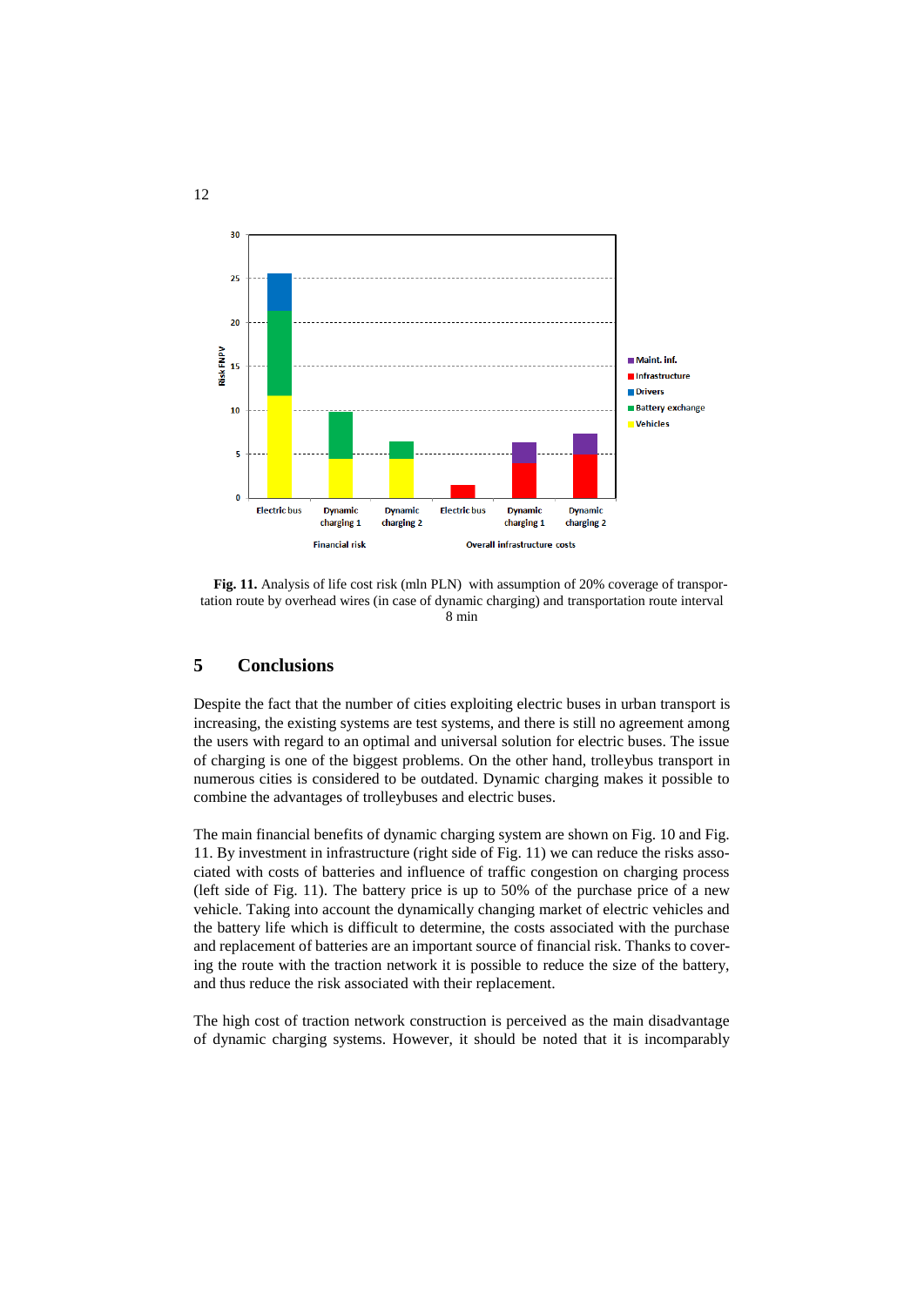**Fig. 11.** Analysis of life cost risk (mln PLN) with assumption of 20% coverage of transportation route by overhead wires (in case of dynamic charging) and transportation route interval 8 min

## 5 Conclusions

Despite the fact that the number of cities exploiting electric buses in urban transport is increasing, the existing systems are test systems, and there is still no agreement among the users with regard to an optimal and universal solution for electric buses. The issue of charging is one of the biggest problems. On the other hand, trolleybus transport in numerous cities is considered to be outdated. Dynamic charging makes it possible to combine the advantages of trolleybuses and electric buses.

The main financial benefits of dynamic charging system are shown on Fig. 10 and Fig. 11. By investment in infrastructure (right side of Fig. 11) we can reduce the risks associated with costs of batteries and influence of traffic congestion on charging process (left side of Fig. 11). The battery price is up to 50% of the purchase price of a new vehicle. Taking into account the dynamically changing market of electric vehicles and the battery life which is difficult to determine, the costs associated with the purchase and replacement of batteries are an important source of financial risk. Thanks to covering the route with the traction network it is possible to reduce the size of the battery, and thus reduce the risk associated with their replacement.

The high cost of traction network construction is perceived as the main disadvantage of dynamic charging systems. However, it should be noted that it is incomparably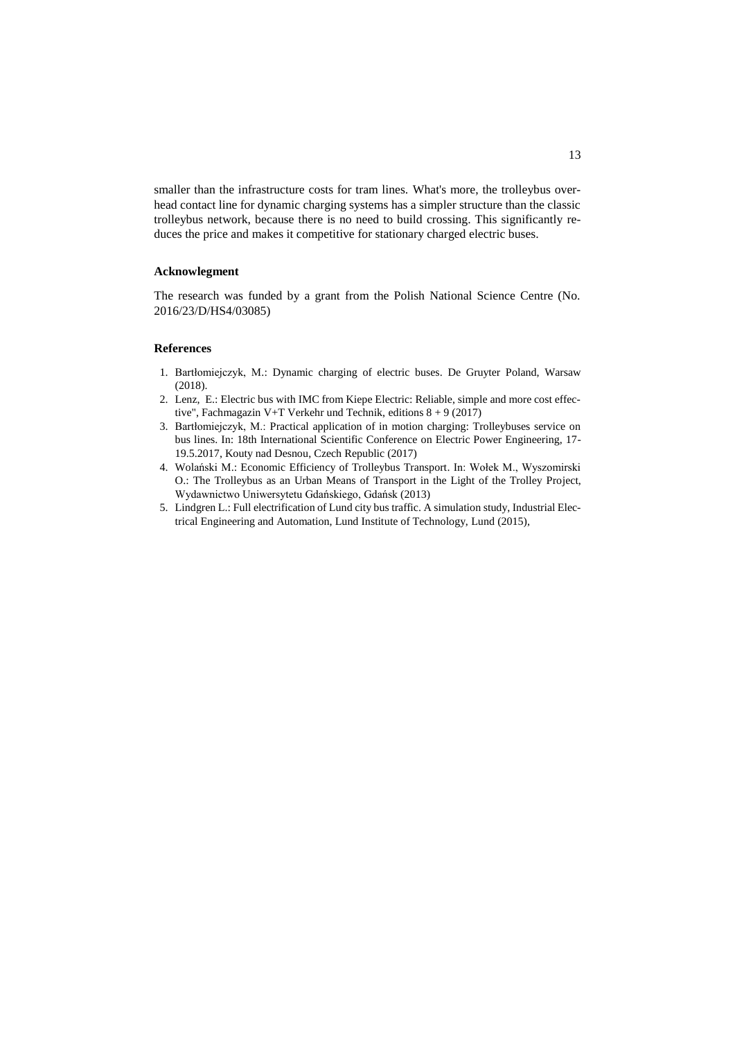smaller than the infrastructure costs for tram lines. What's more, the trolleybus overhead contact line for dynamic charging systems has a simpler structure than the classic trolleybus network, because there is no need to build crossing. This significantly reduces the price and makes it competitive for stationary charged electric buses.

#### Acknowlegment

The research was funded by a grant from the Polish National Science Centre (No. 2016/23/D/HS4/03085)

#### References

1. Bartłomiejczyk, M.: Dynamic charging of electric buses. De Gruyter Poland, Warsaw (2018).
2. Lenz, E.: Electric bus with IMC from Kiepe Electric: Reliable, simple and more cost effective", Fachmagazin V+T Verkehr und Technik, editions 8 + 9 (2017)
3. Bartłomiejczyk, M.: Practical application of in motion charging: Trolleybuses service on bus lines. In: 18th International Scientific Conference on Electric Power Engineering, 17-19.5.2017, Kouty nad Desnou, Czech Republic (2017)
4. Wolański M.: Economic Efficiency of Trolleybus Transport. In: Wołek M., Wyszomirski O.: The Trolleybus as an Urban Means of Transport in the Light of the Trolley Project, Wydawnictwo Uniwersytetu Gdańskiego, Gdańsk (2013)
5. Lindgren L.: Full electrification of Lund city bus traffic. A simulation study, Industrial Electrical Engineering and Automation, Lund Institute of Technology, Lund (2015),